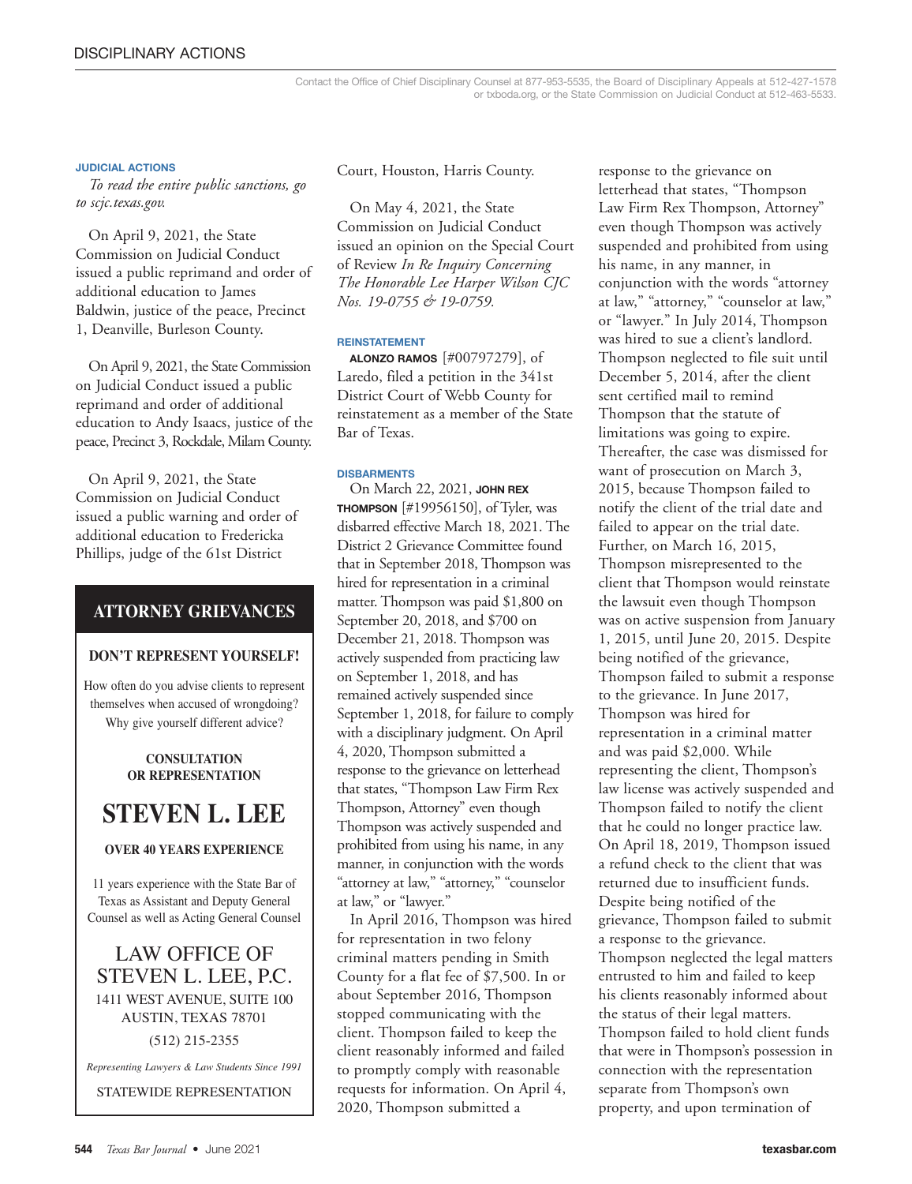# DISCIPLINARY ACTIONS

Contact the Office of Chief Disciplinary Counsel at 877-953-5535, the Board of Disciplinary Appeals at 512-427-1578 or txboda.org, or the State Commission on Judicial Conduct at 512-463-5533.

### JUDICIAL ACTIONS

*To read the entire public sanctions, go to scjc.texas.gov.*

On April 9, 2021, the State Commission on Judicial Conduct issued a public reprimand and order of additional education to James Baldwin, justice of the peace, Precinct 1, Deanville, Burleson County.

On April 9, 2021, the State Commission on Judicial Conduct issued a public reprimand and order of additional education to Andy Isaacs, justice of the peace, Precinct 3, Rockdale, Milam County.

On April 9, 2021, the State Commission on Judicial Conduct issued a public warning and order of additional education to Fredericka Phillips, judge of the 61st District Court, Houston, Harris County.

On May 4, 2021, the State Commission on Judicial Conduct issued an opinion on the Special Court of Review *In Re Inquiry Concerning The Honorable Lee Harper Wilson CJC Nos. 19-0755 & 19-0759.*

## ATTORNEY GRIEVANCES

**DON'T REPRESENT YOURSELF!**

How often do you advise clients to represent themselves when accused of wrongdoing? Why give yourself different advice?

**CONSULTATION OR REPRESENTATION**

**STEVEN L. LEE**

**OVER 40 YEARS EXPERIENCE**

11 years experience with the State Bar of Texas as Assistant and Deputy General Counsel as well as Acting General Counsel

LAW OFFICE OF STEVEN L. LEE, P.C.
1411 WEST AVENUE, SUITE 100
AUSTIN, TEXAS 78701
(512) 215-2355

*Representing Lawyers & Law Students Since 1991*

STATEWIDE REPRESENTATION

### REINSTATEMENT

**ALONZO RAMOS** [#00797279], of Laredo, filed a petition in the 341st District Court of Webb County for reinstatement as a member of the State Bar of Texas.

### DISBARMENTS

On March 22, 2021, **JOHN REX THOMPSON** [#19956150], of Tyler, was disbarred effective March 18, 2021. The District 2 Grievance Committee found that in September 2018, Thompson was hired for representation in a criminal matter. Thompson was paid $1,800 on September 20, 2018, and $700 on December 21, 2018. Thompson was actively suspended from practicing law on September 1, 2018, and has remained actively suspended since September 1, 2018, for failure to comply with a disciplinary judgment. On April 4, 2020, Thompson submitted a response to the grievance on letterhead that states, "Thompson Law Firm Rex Thompson, Attorney" even though Thompson was actively suspended and prohibited from using his name, in any manner, in conjunction with the words "attorney at law," "attorney," "counselor at law," or "lawyer."

In April 2016, Thompson was hired for representation in two felony criminal matters pending in Smith County for a flat fee of $7,500. In or about September 2016, Thompson stopped communicating with the client. Thompson failed to keep the client reasonably informed and failed to promptly comply with reasonable requests for information. On April 4, 2020, Thompson submitted a response to the grievance on letterhead that states, "Thompson Law Firm Rex Thompson, Attorney" even though Thompson was actively suspended and prohibited from using his name, in any manner, in conjunction with the words "attorney at law," "attorney," "counselor at law," or "lawyer." In July 2014, Thompson was hired to sue a client's landlord. Thompson neglected to file suit until December 5, 2014, after the client sent certified mail to remind Thompson that the statute of limitations was going to expire. Thereafter, the case was dismissed for want of prosecution on March 3, 2015, because Thompson failed to notify the client of the trial date and failed to appear on the trial date. Further, on March 16, 2015, Thompson misrepresented to the client that Thompson would reinstate the lawsuit even though Thompson was on active suspension from January 1, 2015, until June 20, 2015. Despite being notified of the grievance, Thompson failed to submit a response to the grievance. In June 2017, Thompson was hired for representation in a criminal matter and was paid $2,000. While representing the client, Thompson's law license was actively suspended and Thompson failed to notify the client that he could no longer practice law. On April 18, 2019, Thompson issued a refund check to the client that was returned due to insufficient funds. Despite being notified of the grievance, Thompson failed to submit a response to the grievance. Thompson neglected the legal matters entrusted to him and failed to keep his clients reasonably informed about the status of their legal matters. Thompson failed to hold client funds that were in Thompson's possession in connection with the representation separate from Thompson's own property, and upon termination of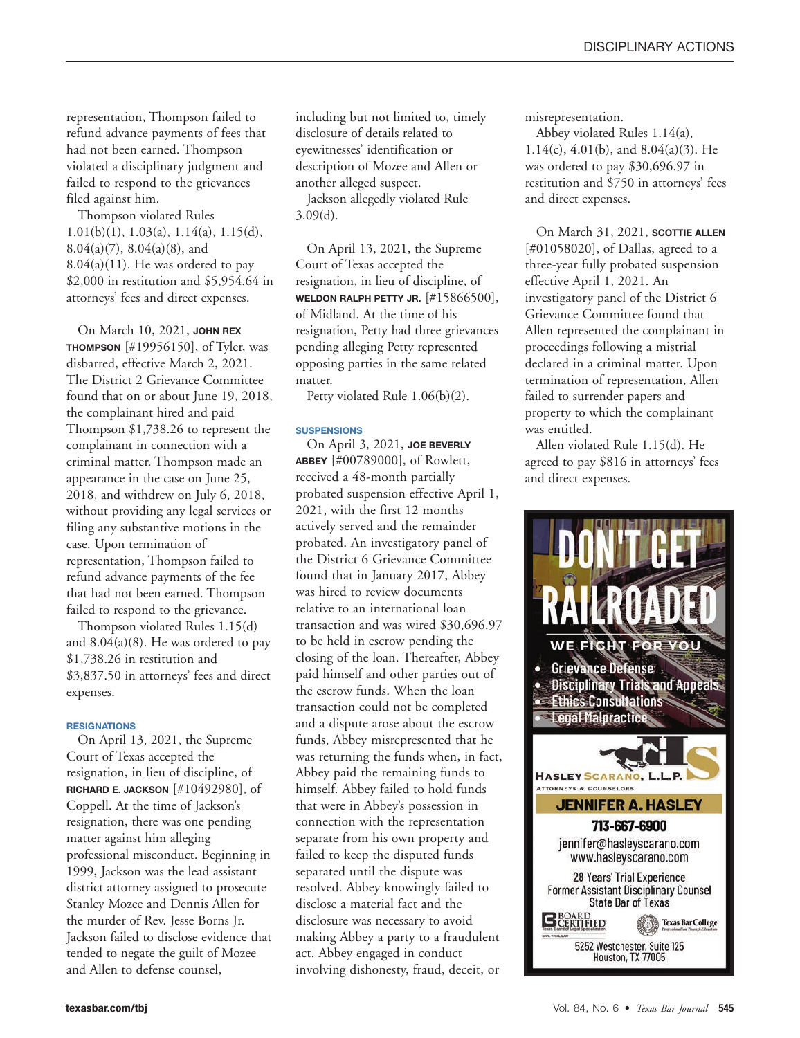representation, Thompson failed to refund advance payments of fees that had not been earned. Thompson violated a disciplinary judgment and failed to respond to the grievances filed against him.

Thompson violated Rules 1.01(b)(1), 1.03(a), 1.14(a), 1.15(d), 8.04(a)(7), 8.04(a)(8), and 8.04(a)(11). He was ordered to pay $2,000 in restitution and $5,954.64 in attorneys' fees and direct expenses.

On March 10, 2021, **JOHN REX THOMPSON** [#19956150], of Tyler, was disbarred, effective March 2, 2021. The District 2 Grievance Committee found that on or about June 19, 2018, the complainant hired and paid Thompson $1,738.26 to represent the complainant in connection with a criminal matter. Thompson made an appearance in the case on June 25, 2018, and withdrew on July 6, 2018, without providing any legal services or filing any substantive motions in the case. Upon termination of representation, Thompson failed to refund advance payments of the fee that had not been earned. Thompson failed to respond to the grievance.

Thompson violated Rules 1.15(d) and 8.04(a)(8). He was ordered to pay $1,738.26 in restitution and $3,837.50 in attorneys' fees and direct expenses.

### RESIGNATIONS

On April 13, 2021, the Supreme Court of Texas accepted the resignation, in lieu of discipline, of **RICHARD E. JACKSON** [#10492980], of Coppell. At the time of Jackson's resignation, there was one pending matter against him alleging professional misconduct. Beginning in 1999, Jackson was the lead assistant district attorney assigned to prosecute Stanley Mozee and Dennis Allen for the murder of Rev. Jesse Borns Jr. Jackson failed to disclose evidence that tended to negate the guilt of Mozee and Allen to defense counsel, including but not limited to, timely disclosure of details related to eyewitnesses' identification or description of Mozee and Allen or another alleged suspect.

Jackson allegedly violated Rule 3.09(d).

On April 13, 2021, the Supreme Court of Texas accepted the resignation, in lieu of discipline, of **WELDON RALPH PETTY JR.** [#15866500], of Midland. At the time of his resignation, Petty had three grievances pending alleging Petty represented opposing parties in the same related matter.

Petty violated Rule 1.06(b)(2).

### SUSPENSIONS

On April 3, 2021, **JOE BEVERLY ABBEY** [#00789000], of Rowlett, received a 48-month partially probated suspension effective April 1, 2021, with the first 12 months actively served and the remainder probated. An investigatory panel of the District 6 Grievance Committee found that in January 2017, Abbey was hired to review documents relative to an international loan transaction and was wired $30,696.97 to be held in escrow pending the closing of the loan. Thereafter, Abbey paid himself and other parties out of the escrow funds. When the loan transaction could not be completed and a dispute arose about the escrow funds, Abbey misrepresented that he was returning the funds when, in fact, Abbey paid the remaining funds to himself. Abbey failed to hold funds that were in Abbey's possession in connection with the representation separate from his own property and failed to keep the disputed funds separated until the dispute was resolved. Abbey knowingly failed to disclose a material fact and the disclosure was necessary to avoid making Abbey a party to a fraudulent act. Abbey engaged in conduct involving dishonesty, fraud, deceit, or misrepresentation.

Abbey violated Rules 1.14(a), 1.14(c), 4.01(b), and 8.04(a)(3). He was ordered to pay $30,696.97 in restitution and $750 in attorneys' fees and direct expenses.

On March 31, 2021, **SCOTTIE ALLEN** [#01058020], of Dallas, agreed to a three-year fully probated suspension effective April 1, 2021. An investigatory panel of the District 6 Grievance Committee found that Allen represented the complainant in proceedings following a mistrial declared in a criminal matter. Upon termination of representation, Allen failed to surrender papers and property to which the complainant was entitled.

Allen violated Rule 1.15(d). He agreed to pay $816 in attorneys' fees and direct expenses.

DON'T GET RAILROADED

WE FIGHT FOR YOU

- Grievance Defense
- Disciplinary Trials and Appeals
- Ethics Consultations
- Legal Malpractice

HASLEY SCARANO, L.L.P.
ATTORNEYS & COUNSELORS

JENNIFER A. HASLEY

713-667-6900

jennifer@hasleyscarano.com
www.hasleyscarano.com

28 Years' Trial Experience
Former Assistant Disciplinary Counsel
State Bar of Texas

BOARD CERTIFIED — Texas Board of Legal Specialization — Civil Trial Law
Texas Bar College

5252 Westchester, Suite 125
Houston, TX 77005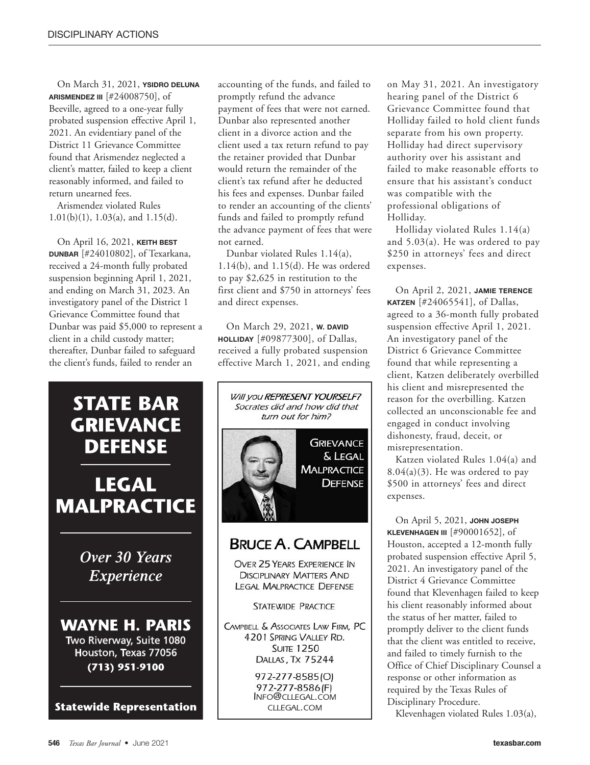On March 31, 2021, **YSIDRO DELUNA ARISMENDEZ III** [#24008750], of Beeville, agreed to a one-year fully probated suspension effective April 1, 2021. An evidentiary panel of the District 11 Grievance Committee found that Arismendez neglected a client's matter, failed to keep a client reasonably informed, and failed to return unearned fees.

Arismendez violated Rules 1.01(b)(1), 1.03(a), and 1.15(d).

On April 16, 2021, **KEITH BEST DUNBAR** [#24010802], of Texarkana, received a 24-month fully probated suspension beginning April 1, 2021, and ending on March 31, 2023. An investigatory panel of the District 1 Grievance Committee found that Dunbar was paid $5,000 to represent a client in a child custody matter; thereafter, Dunbar failed to safeguard the client's funds, failed to render an accounting of the funds, and failed to promptly refund the advance payment of fees that were not earned. Dunbar also represented another client in a divorce action and the client used a tax return refund to pay the retainer provided that Dunbar would return the remainder of the client's tax refund after he deducted his fees and expenses. Dunbar failed to render an accounting of the clients' funds and failed to promptly refund the advance payment of fees that were not earned.

Dunbar violated Rules 1.14(a), 1.14(b), and 1.15(d). He was ordered to pay $2,625 in restitution to the first client and $750 in attorneys' fees and direct expenses.

On March 29, 2021, **W. DAVID HOLLIDAY** [#09877300], of Dallas, received a fully probated suspension effective March 1, 2021, and ending on May 31, 2021. An investigatory hearing panel of the District 6 Grievance Committee found that Holliday failed to hold client funds separate from his own property. Holliday had direct supervisory authority over his assistant and failed to make reasonable efforts to ensure that his assistant's conduct was compatible with the professional obligations of Holliday.

Holliday violated Rules 1.14(a) and 5.03(a). He was ordered to pay $250 in attorneys' fees and direct expenses.

On April 2, 2021, **JAMIE TERENCE KATZEN** [#24065541], of Dallas, agreed to a 36-month fully probated suspension effective April 1, 2021. An investigatory panel of the District 6 Grievance Committee found that while representing a client, Katzen deliberately overbilled his client and misrepresented the reason for the overbilling. Katzen collected an unconscionable fee and engaged in conduct involving dishonesty, fraud, deceit, or misrepresentation.

Katzen violated Rules 1.04(a) and 8.04(a)(3). He was ordered to pay $500 in attorneys' fees and direct expenses.

On April 5, 2021, **JOHN JOSEPH KLEVENHAGEN III** [#90001652], of Houston, accepted a 12-month fully probated suspension effective April 5, 2021. An investigatory panel of the District 4 Grievance Committee found that Klevenhagen failed to keep his client reasonably informed about the status of her matter, failed to promptly deliver to the client funds that the client was entitled to receive, and failed to timely furnish to the Office of Chief Disciplinary Counsel a response or other information as required by the Texas Rules of Disciplinary Procedure.

Klevenhagen violated Rules 1.03(a),

---

**STATE BAR GRIEVANCE DEFENSE**

**LEGAL MALPRACTICE**

*Over 30 Years Experience*

**WAYNE H. PARIS**
Two Riverway, Suite 1080
Houston, Texas 77056
(713) 951-9100

**Statewide Representation**

---

*Will you REPRESENT YOURSELF? Socrates did and how did that turn out for him?*

GRIEVANCE & LEGAL MALPRACTICE DEFENSE

**BRUCE A. CAMPBELL**

OVER 25 YEARS EXPERIENCE IN DISCIPLINARY MATTERS AND LEGAL MALPRACTICE DEFENSE

STATEWIDE PRACTICE

CAMPBELL & ASSOCIATES LAW FIRM, PC
4201 SPRING VALLEY RD.
SUITE 1250
DALLAS, TX 75244

972-277-8585(O)
972-277-8586(F)
INFO@CLLEGAL.COM
CLLEGAL.COM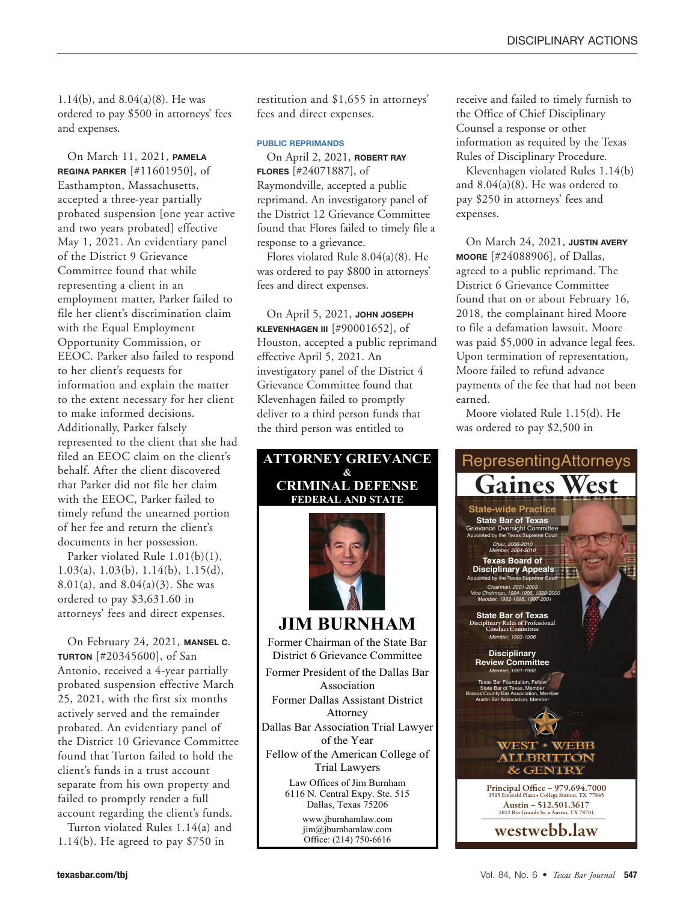1.14(b), and 8.04(a)(8). He was ordered to pay $500 in attorneys' fees and expenses.

On March 11, 2021, **PAMELA REGINA PARKER** [#11601950], of Easthampton, Massachusetts, accepted a three-year partially probated suspension [one year active and two years probated] effective May 1, 2021. An evidentiary panel of the District 9 Grievance Committee found that while representing a client in an employment matter, Parker failed to file her client's discrimination claim with the Equal Employment Opportunity Commission, or EEOC. Parker also failed to respond to her client's requests for information and explain the matter to the extent necessary for her client to make informed decisions. Additionally, Parker falsely represented to the client that she had filed an EEOC claim on the client's behalf. After the client discovered that Parker did not file her claim with the EEOC, Parker failed to timely refund the unearned portion of her fee and return the client's documents in her possession.

Parker violated Rule 1.01(b)(1), 1.03(a), 1.03(b), 1.14(b), 1.15(d), 8.01(a), and 8.04(a)(3). She was ordered to pay $3,631.60 in attorneys' fees and direct expenses.

On February 24, 2021, **MANSEL C. TURTON** [#20345600], of San Antonio, received a 4-year partially probated suspension effective March 25, 2021, with the first six months actively served and the remainder probated. An evidentiary panel of the District 10 Grievance Committee found that Turton failed to hold the client's funds in a trust account separate from his own property and failed to promptly render a full account regarding the client's funds.

Turton violated Rules 1.14(a) and 1.14(b). He agreed to pay $750 in restitution and $1,655 in attorneys' fees and direct expenses.

### PUBLIC REPRIMANDS

On April 2, 2021, **ROBERT RAY FLORES** [#24071887], of Raymondville, accepted a public reprimand. An investigatory panel of the District 12 Grievance Committee found that Flores failed to timely file a response to a grievance.

Flores violated Rule 8.04(a)(8). He was ordered to pay $800 in attorneys' fees and direct expenses.

On April 5, 2021, **JOHN JOSEPH KLEVENHAGEN III** [#90001652], of Houston, accepted a public reprimand effective April 5, 2021. An investigatory panel of the District 4 Grievance Committee found that Klevenhagen failed to promptly deliver to a third person funds that the third person was entitled to receive and failed to timely furnish to the Office of Chief Disciplinary Counsel a response or other information as required by the Texas Rules of Disciplinary Procedure.

Klevenhagen violated Rules 1.14(b) and 8.04(a)(8). He was ordered to pay $250 in attorneys' fees and expenses.

On March 24, 2021, **JUSTIN AVERY MOORE** [#24088906], of Dallas, agreed to a public reprimand. The District 6 Grievance Committee found that on or about February 16, 2018, the complainant hired Moore to file a defamation lawsuit. Moore was paid $5,000 in advance legal fees. Upon termination of representation, Moore failed to refund advance payments of the fee that had not been earned.

Moore violated Rule 1.15(d). He was ordered to pay $2,500 in

---

**ATTORNEY GRIEVANCE & CRIMINAL DEFENSE**
**FEDERAL AND STATE**

**JIM BURNHAM**

Former Chairman of the State Bar District 6 Grievance Committee

Former President of the Dallas Bar Association

Former Dallas Assistant District Attorney

Dallas Bar Association Trial Lawyer of the Year

Fellow of the American College of Trial Lawyers

Law Offices of Jim Burnham
6116 N. Central Expy. Ste. 515
Dallas, Texas 75206

www.jburnhamlaw.com
jim@jburnhamlaw.com
Office: (214) 750-6616

---

RepresentingAttorneys

**Gaines West**

State-wide Practice

**State Bar of Texas**
Grievance Oversight Committee
Appointed by the Texas Supreme Court
*Chair, 2006-2010*
*Member, 2004-2010*

**Texas Board of Disciplinary Appeals**
Appointed by the Texas Supreme Court
*Chairman, 2001-2003*
*Vice Chairman, 1994-1996, 1998-2000*
*Member, 1992-1996, 1997-2003*

**State Bar of Texas**
Disciplinary Rules of Professional Conduct Committee
*Member, 1993-1996*

**Disciplinary Review Committee**
*Member, 1991-1992*

Texas Bar Foundation, Fellow
State Bar of Texas, Member
Brazos County Bar Association, Member
Austin Bar Association, Member

WEST • WEBB ALLBRITTON & GENTRY

Principal Office – 979.694.7000
1515 Emerald Plaza • College Station, TX 77845

Austin – 512.501.3617
1012 Rio Grande St. • Austin, TX 78701

westwebb.law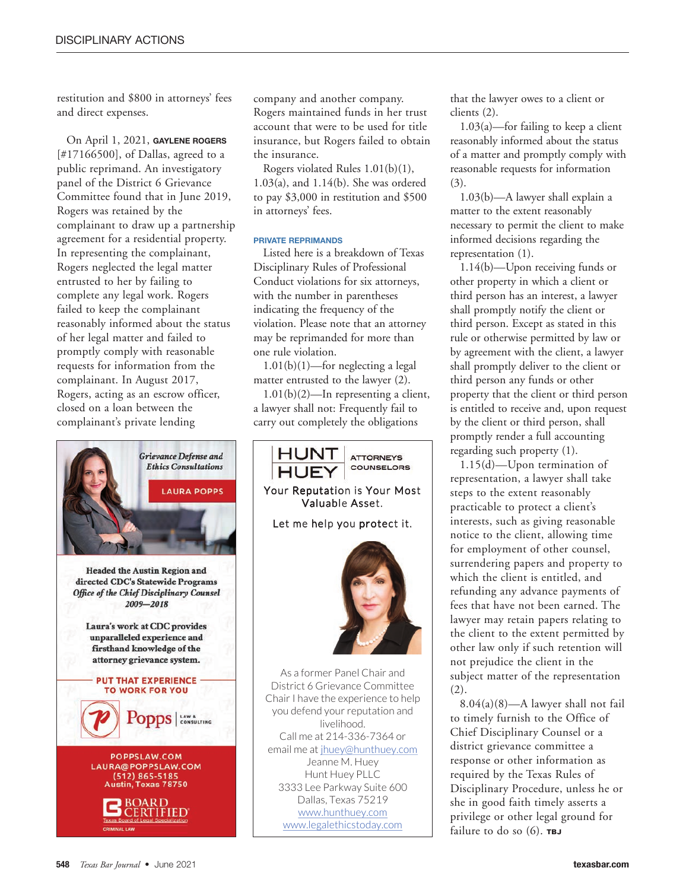restitution and $800 in attorneys' fees and direct expenses.

On April 1, 2021, **GAYLENE ROGERS** [#17166500], of Dallas, agreed to a public reprimand. An investigatory panel of the District 6 Grievance Committee found that in June 2019, Rogers was retained by the complainant to draw up a partnership agreement for a residential property. In representing the complainant, Rogers neglected the legal matter entrusted to her by failing to complete any legal work. Rogers failed to keep the complainant reasonably informed about the status of her legal matter and failed to promptly comply with reasonable requests for information from the complainant. In August 2017, Rogers, acting as an escrow officer, closed on a loan between the complainant's private lending company and another company. Rogers maintained funds in her trust account that were to be used for title insurance, but Rogers failed to obtain the insurance.

Rogers violated Rules 1.01(b)(1), 1.03(a), and 1.14(b). She was ordered to pay $3,000 in restitution and $500 in attorneys' fees.

### PRIVATE REPRIMANDS

Listed here is a breakdown of Texas Disciplinary Rules of Professional Conduct violations for six attorneys, with the number in parentheses indicating the frequency of the violation. Please note that an attorney may be reprimanded for more than one rule violation.

1.01(b)(1)—for neglecting a legal matter entrusted to the lawyer (2).

1.01(b)(2)—In representing a client, a lawyer shall not: Frequently fail to carry out completely the obligations that the lawyer owes to a client or clients (2).

1.03(a)—for failing to keep a client reasonably informed about the status of a matter and promptly comply with reasonable requests for information (3).

1.03(b)—A lawyer shall explain a matter to the extent reasonably necessary to permit the client to make informed decisions regarding the representation (1).

1.14(b)—Upon receiving funds or other property in which a client or third person has an interest, a lawyer shall promptly notify the client or third person. Except as stated in this rule or otherwise permitted by law or by agreement with the client, a lawyer shall promptly deliver to the client or third person any funds or other property that the client or third person is entitled to receive and, upon request by the client or third person, shall promptly render a full accounting regarding such property (1).

1.15(d)—Upon termination of representation, a lawyer shall take steps to the extent reasonably practicable to protect a client's interests, such as giving reasonable notice to the client, allowing time for employment of other counsel, surrendering papers and property to which the client is entitled, and refunding any advance payments of fees that have not been earned. The lawyer may retain papers relating to the client to the extent permitted by other law only if such retention will not prejudice the client in the subject matter of the representation (2).

8.04(a)(8)—A lawyer shall not fail to timely furnish to the Office of Chief Disciplinary Counsel or a district grievance committee a response or other information as required by the Texas Rules of Disciplinary Procedure, unless he or she in good faith timely asserts a privilege or other legal ground for failure to do so (6). **TBJ**

*Grievance Defense and Ethics Consultations*

LAURA POPPS

Headed the Austin Region and directed CDC's Statewide Programs *Office of the Chief Disciplinary Counsel* 2009—2018

Laura's work at CDC provides unparalleled experience and firsthand knowledge of the attorney grievance system.

PUT THAT EXPERIENCE TO WORK FOR YOU

Popps | LAW & CONSULTING

POPPSLAW.COM
LAURA@POPPSLAW.COM
(512) 865-5185
Austin, Texas 78750

BOARD CERTIFIED
Texas Board of Legal Specialization
CRIMINAL LAW

HUNT HUEY ATTORNEYS COUNSELORS

Your Reputation is Your Most Valuable Asset.

Let me help you protect it.

As a former Panel Chair and District 6 Grievance Committee Chair I have the experience to help you defend your reputation and livelihood.
Call me at 214-336-7364 or email me at jhuey@hunthuey.com
Jeanne M. Huey
Hunt Huey PLLC
3333 Lee Parkway Suite 600
Dallas, Texas 75219
www.hunthuey.com
www.legalethicstoday.com